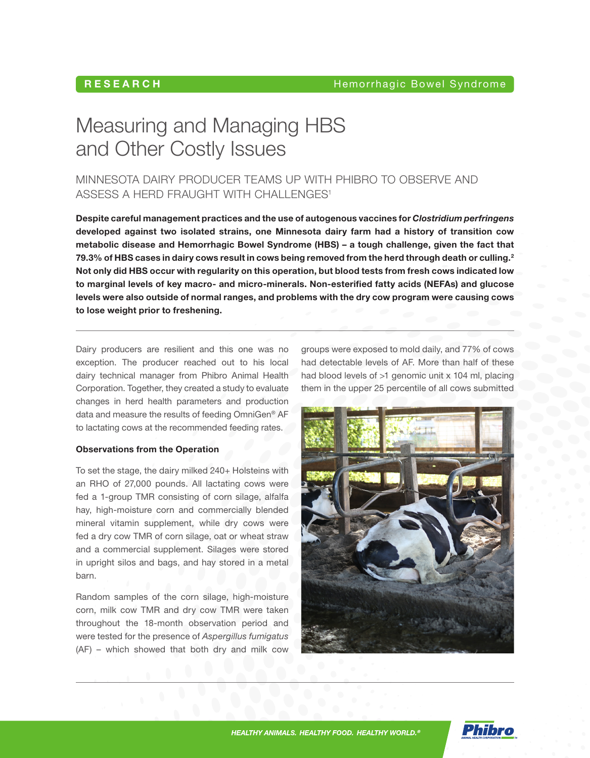RESEARCH — Hemorrhagic Bowel Syndrome

# Measuring and Managing HBS and Other Costly Issues

## MINNESOTA DAIRY PRODUCER TEAMS UP WITH PHIBRO TO OBSERVE AND ASSESS A HERD FRAUGHT WITH CHALLENGES[1]

**Despite careful management practices and the use of autogenous vaccines for *Clostridium perfringens* developed against two isolated strains, one Minnesota dairy farm had a history of transition cow metabolic disease and Hemorrhagic Bowel Syndrome (HBS) – a tough challenge, given the fact that 79.3% of HBS cases in dairy cows result in cows being removed from the herd through death or culling.[2] Not only did HBS occur with regularity on this operation, but blood tests from fresh cows indicated low to marginal levels of key macro- and micro-minerals. Non-esterified fatty acids (NEFAs) and glucose levels were also outside of normal ranges, and problems with the dry cow program were causing cows to lose weight prior to freshening.**

Dairy producers are resilient and this one was no exception. The producer reached out to his local dairy technical manager from Phibro Animal Health Corporation. Together, they created a study to evaluate changes in herd health parameters and production data and measure the results of feeding OmniGen® AF to lactating cows at the recommended feeding rates.

### Observations from the Operation

To set the stage, the dairy milked 240+ Holsteins with an RHO of 27,000 pounds. All lactating cows were fed a 1-group TMR consisting of corn silage, alfalfa hay, high-moisture corn and commercially blended mineral vitamin supplement, while dry cows were fed a dry cow TMR of corn silage, oat or wheat straw and a commercial supplement. Silages were stored in upright silos and bags, and hay stored in a metal barn.

Random samples of the corn silage, high-moisture corn, milk cow TMR and dry cow TMR were taken throughout the 18-month observation period and were tested for the presence of *Aspergillus fumigatus* (AF) – which showed that both dry and milk cow groups were exposed to mold daily, and 77% of cows had detectable levels of AF. More than half of these had blood levels of >1 genomic unit x 104 ml, placing them in the upper 25 percentile of all cows submitted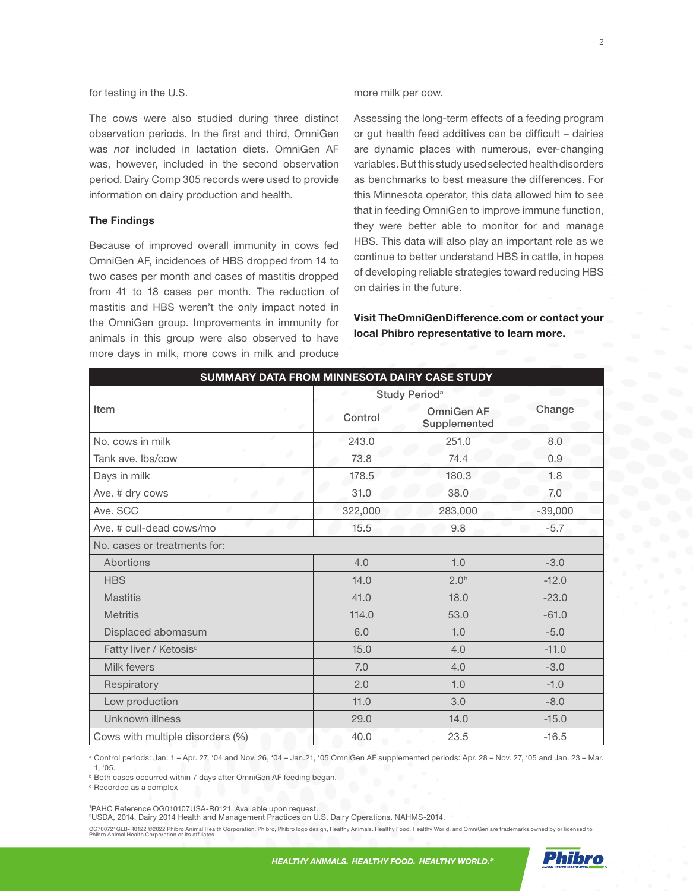for testing in the U.S.

The cows were also studied during three distinct observation periods. In the first and third, OmniGen was *not* included in lactation diets. OmniGen AF was, however, included in the second observation period. Dairy Comp 305 records were used to provide information on dairy production and health.

**The Findings**

Because of improved overall immunity in cows fed OmniGen AF, incidences of HBS dropped from 14 to two cases per month and cases of mastitis dropped from 41 to 18 cases per month. The reduction of mastitis and HBS weren't the only impact noted in the OmniGen group. Improvements in immunity for animals in this group were also observed to have more days in milk, more cows in milk and produce more milk per cow.

Assessing the long-term effects of a feeding program or gut health feed additives can be difficult – dairies are dynamic places with numerous, ever-changing variables. But this study used selected health disorders as benchmarks to best measure the differences. For this Minnesota operator, this data allowed him to see that in feeding OmniGen to improve immune function, they were better able to monitor for and manage HBS. This data will also play an important role as we continue to better understand HBS in cattle, in hopes of developing reliable strategies toward reducing HBS on dairies in the future.

**Visit TheOmniGenDifference.com or contact your local Phibro representative to learn more.**

**SUMMARY DATA FROM MINNESOTA DAIRY CASE STUDY**

| Item | Study Period[a] | | Change |
|---|---|---|---|
| | Control | OmniGen AF Supplemented | |
| No. cows in milk | 243.0 | 251.0 | 8.0 |
| Tank ave. lbs/cow | 73.8 | 74.4 | 0.9 |
| Days in milk | 178.5 | 180.3 | 1.8 |
| Ave. # dry cows | 31.0 | 38.0 | 7.0 |
| Ave. SCC | 322,000 | 283,000 | -39,000 |
| Ave. # cull-dead cows/mo | 15.5 | 9.8 | -5.7 |
| No. cases or treatments for: | | | |
| Abortions | 4.0 | 1.0 | -3.0 |
| HBS | 14.0 | 2.0[b] | -12.0 |
| Mastitis | 41.0 | 18.0 | -23.0 |
| Metritis | 114.0 | 53.0 | -61.0 |
| Displaced abomasum | 6.0 | 1.0 | -5.0 |
| Fatty liver / Ketosis[c] | 15.0 | 4.0 | -11.0 |
| Milk fevers | 7.0 | 4.0 | -3.0 |
| Respiratory | 2.0 | 1.0 | -1.0 |
| Low production | 11.0 | 3.0 | -8.0 |
| Unknown illness | 29.0 | 14.0 | -15.0 |
| Cows with multiple disorders (%) | 40.0 | 23.5 | -16.5 |

[a] Control periods: Jan. 1 – Apr. 27, '04 and Nov. 26, '04 – Jan.21, '05 OmniGen AF supplemented periods: Apr. 28 – Nov. 27, '05 and Jan. 23 – Mar. 1, '05.

[b] Both cases occurred within 7 days after OmniGen AF feeding began.

[c] Recorded as a complex

[1]PAHC Reference OG010107USA-R0121. Available upon request.

[2]USDA, 2014. Dairy 2014 Health and Management Practices on U.S. Dairy Operations. NAHMS-2014.

OG700721GLB-R0122 ©2022 Phibro Animal Health Corporation. Phibro, Phibro logo design, Healthy Animals. Healthy Food. Healthy World. and OmniGen are trademarks owned by or licensed to Phibro Animal Health Corporation or its affiliates.

*HEALTHY ANIMALS. HEALTHY FOOD. HEALTHY WORLD.®*